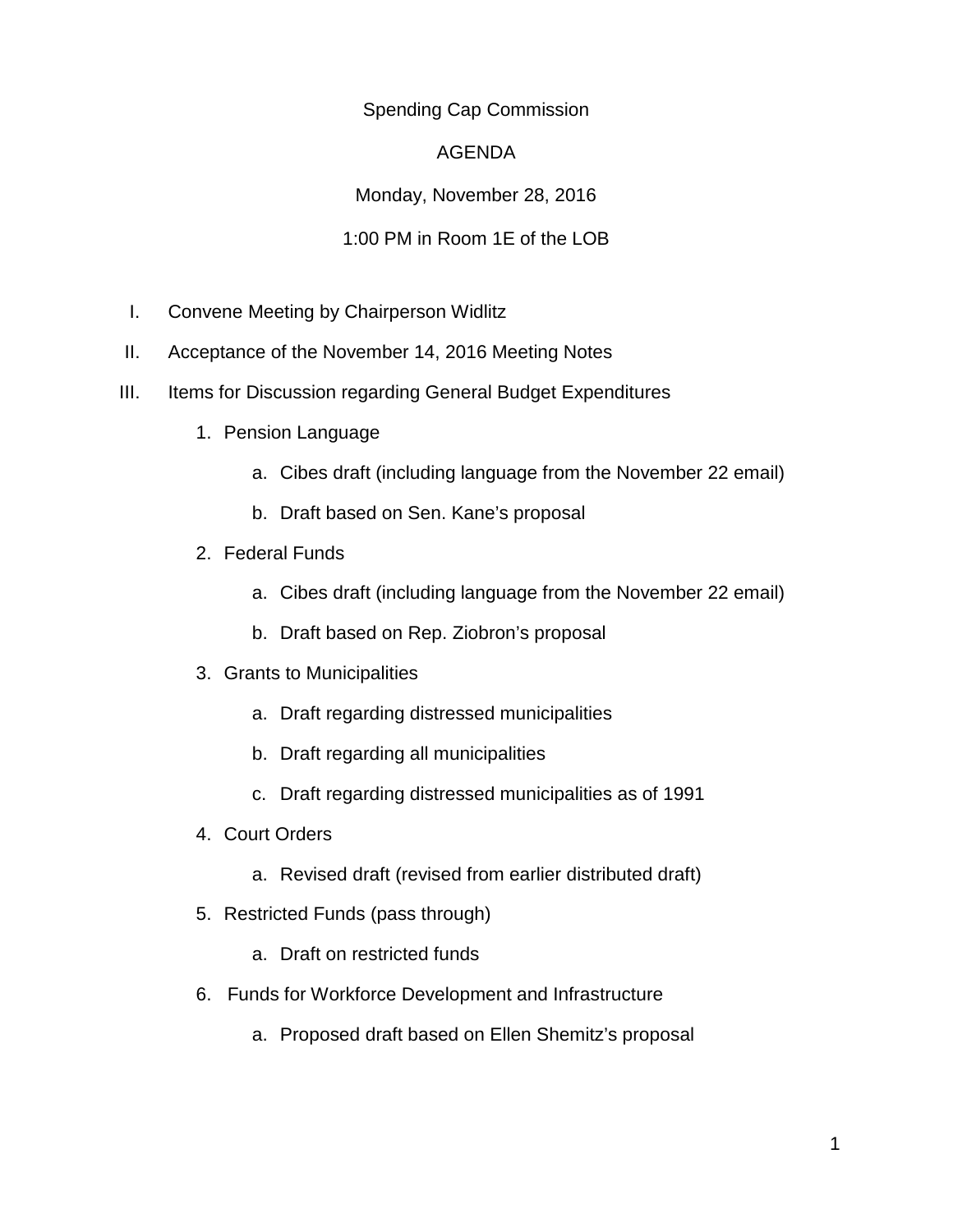Spending Cap Commission

AGENDA

Monday, November 28, 2016

1:00 PM in Room 1E of the LOB

I. Convene Meeting by Chairperson Widlitz

II. Acceptance of the November 14, 2016 Meeting Notes

III. Items for Discussion regarding General Budget Expenditures

1. Pension Language
    a. Cibes draft (including language from the November 22 email)
    b. Draft based on Sen. Kane's proposal
2. Federal Funds
    a. Cibes draft (including language from the November 22 email)
    b. Draft based on Rep. Ziobron's proposal
3. Grants to Municipalities
    a. Draft regarding distressed municipalities
    b. Draft regarding all municipalities
    c. Draft regarding distressed municipalities as of 1991
4. Court Orders
    a. Revised draft (revised from earlier distributed draft)
5. Restricted Funds (pass through)
    a. Draft on restricted funds
6. Funds for Workforce Development and Infrastructure
    a. Proposed draft based on Ellen Shemitz's proposal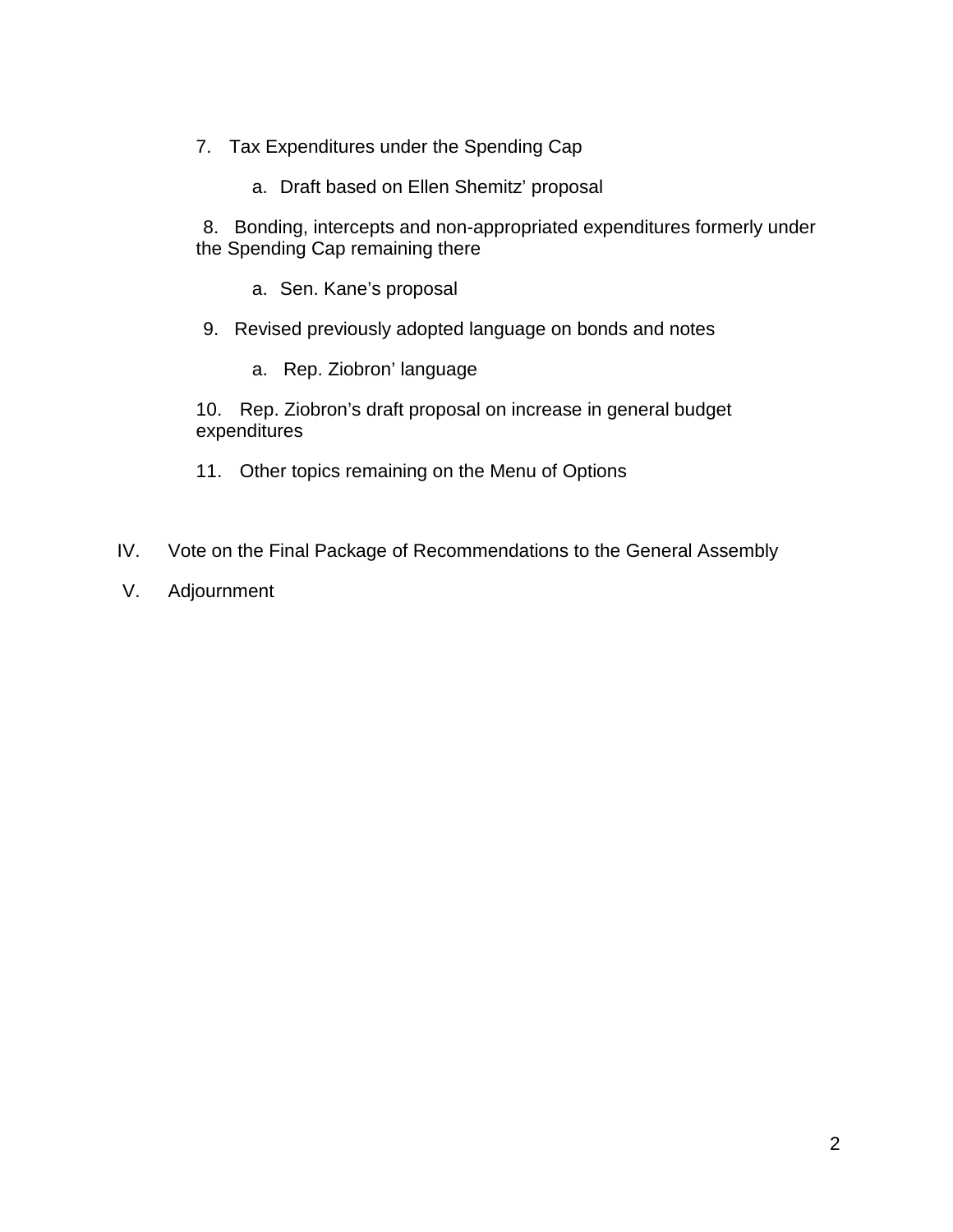7. Tax Expenditures under the Spending Cap

    a. Draft based on Ellen Shemitz' proposal

8. Bonding, intercepts and non-appropriated expenditures formerly under the Spending Cap remaining there

    a. Sen. Kane's proposal

9. Revised previously adopted language on bonds and notes

    a. Rep. Ziobron' language

10. Rep. Ziobron's draft proposal on increase in general budget expenditures

11. Other topics remaining on the Menu of Options

IV. Vote on the Final Package of Recommendations to the General Assembly

V. Adjournment